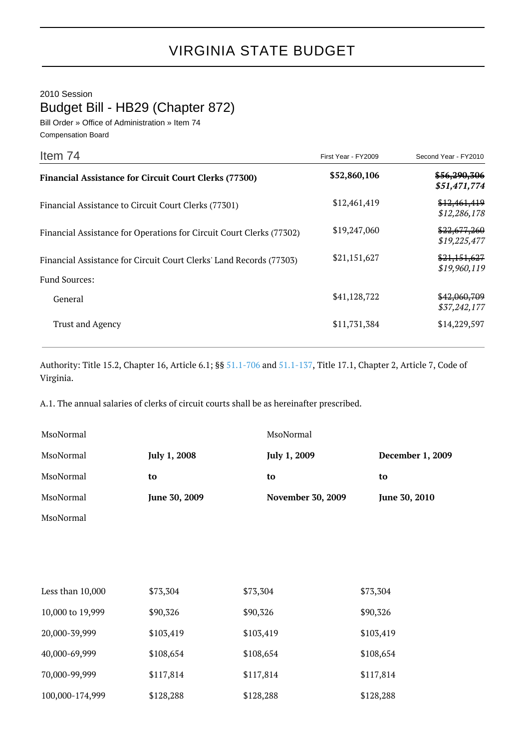# VIRGINIA STATE BUDGET

2010 Session

## Budget Bill - HB29 (Chapter 872)

Bill Order » Office of Administration » Item 74

Compensation Board

| Item 74 | First Year - FY2009 | Second Year - FY2010 |
|---|---|---|
| **Financial Assistance for Circuit Court Clerks (77300)** | **$52,860,106** | ~~**$56,290,306**~~ ***$51,471,774*** |
| Financial Assistance to Circuit Court Clerks (77301) | $12,461,419 | ~~$12,461,419~~ *$12,286,178* |
| Financial Assistance for Operations for Circuit Court Clerks (77302) | $19,247,060 | ~~$22,677,260~~ *$19,225,477* |
| Financial Assistance for Circuit Court Clerks' Land Records (77303) | $21,151,627 | ~~$21,151,627~~ *$19,960,119* |
| Fund Sources: | | |
| General | $41,128,722 | ~~$42,060,709~~ *$37,242,177* |
| Trust and Agency | $11,731,384 | $14,229,597 |

Authority: Title 15.2, Chapter 16, Article 6.1; §§ 51.1-706 and 51.1-137, Title 17.1, Chapter 2, Article 7, Code of Virginia.

A.1. The annual salaries of clerks of circuit courts shall be as hereinafter prescribed.

| MsoNormal | | MsoNormal | |
|---|---|---|---|
| MsoNormal | **July 1, 2008** | **July 1, 2009** | **December 1, 2009** |
| MsoNormal | **to** | **to** | **to** |
| MsoNormal | **June 30, 2009** | **November 30, 2009** | **June 30, 2010** |
| MsoNormal | | | |
| Less than 10,000 | $73,304 | $73,304 | $73,304 |
| 10,000 to 19,999 | $90,326 | $90,326 | $90,326 |
| 20,000-39,999 | $103,419 | $103,419 | $103,419 |
| 40,000-69,999 | $108,654 | $108,654 | $108,654 |
| 70,000-99,999 | $117,814 | $117,814 | $117,814 |
| 100,000-174,999 | $128,288 | $128,288 | $128,288 |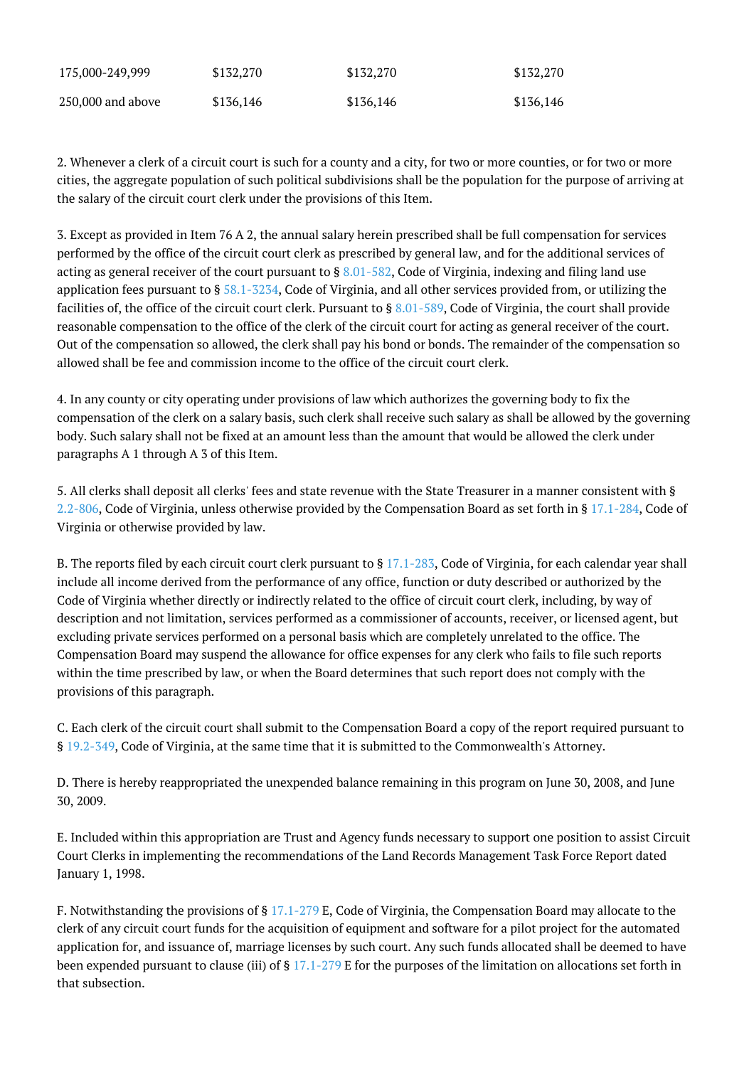| | | | |
|---|---|---|---|
| 175,000-249,999 | $132,270 | $132,270 | $132,270 |
| 250,000 and above | $136,146 | $136,146 | $136,146 |

2. Whenever a clerk of a circuit court is such for a county and a city, for two or more counties, or for two or more cities, the aggregate population of such political subdivisions shall be the population for the purpose of arriving at the salary of the circuit court clerk under the provisions of this Item.

3. Except as provided in Item 76 A 2, the annual salary herein prescribed shall be full compensation for services performed by the office of the circuit court clerk as prescribed by general law, and for the additional services of acting as general receiver of the court pursuant to § 8.01-582, Code of Virginia, indexing and filing land use application fees pursuant to § 58.1-3234, Code of Virginia, and all other services provided from, or utilizing the facilities of, the office of the circuit court clerk. Pursuant to § 8.01-589, Code of Virginia, the court shall provide reasonable compensation to the office of the clerk of the circuit court for acting as general receiver of the court. Out of the compensation so allowed, the clerk shall pay his bond or bonds. The remainder of the compensation so allowed shall be fee and commission income to the office of the circuit court clerk.

4. In any county or city operating under provisions of law which authorizes the governing body to fix the compensation of the clerk on a salary basis, such clerk shall receive such salary as shall be allowed by the governing body. Such salary shall not be fixed at an amount less than the amount that would be allowed the clerk under paragraphs A 1 through A 3 of this Item.

5. All clerks shall deposit all clerks' fees and state revenue with the State Treasurer in a manner consistent with § 2.2-806, Code of Virginia, unless otherwise provided by the Compensation Board as set forth in § 17.1-284, Code of Virginia or otherwise provided by law.

B. The reports filed by each circuit court clerk pursuant to § 17.1-283, Code of Virginia, for each calendar year shall include all income derived from the performance of any office, function or duty described or authorized by the Code of Virginia whether directly or indirectly related to the office of circuit court clerk, including, by way of description and not limitation, services performed as a commissioner of accounts, receiver, or licensed agent, but excluding private services performed on a personal basis which are completely unrelated to the office. The Compensation Board may suspend the allowance for office expenses for any clerk who fails to file such reports within the time prescribed by law, or when the Board determines that such report does not comply with the provisions of this paragraph.

C. Each clerk of the circuit court shall submit to the Compensation Board a copy of the report required pursuant to § 19.2-349, Code of Virginia, at the same time that it is submitted to the Commonwealth's Attorney.

D. There is hereby reappropriated the unexpended balance remaining in this program on June 30, 2008, and June 30, 2009.

E. Included within this appropriation are Trust and Agency funds necessary to support one position to assist Circuit Court Clerks in implementing the recommendations of the Land Records Management Task Force Report dated January 1, 1998.

F. Notwithstanding the provisions of § 17.1-279 E, Code of Virginia, the Compensation Board may allocate to the clerk of any circuit court funds for the acquisition of equipment and software for a pilot project for the automated application for, and issuance of, marriage licenses by such court. Any such funds allocated shall be deemed to have been expended pursuant to clause (iii) of § 17.1-279 E for the purposes of the limitation on allocations set forth in that subsection.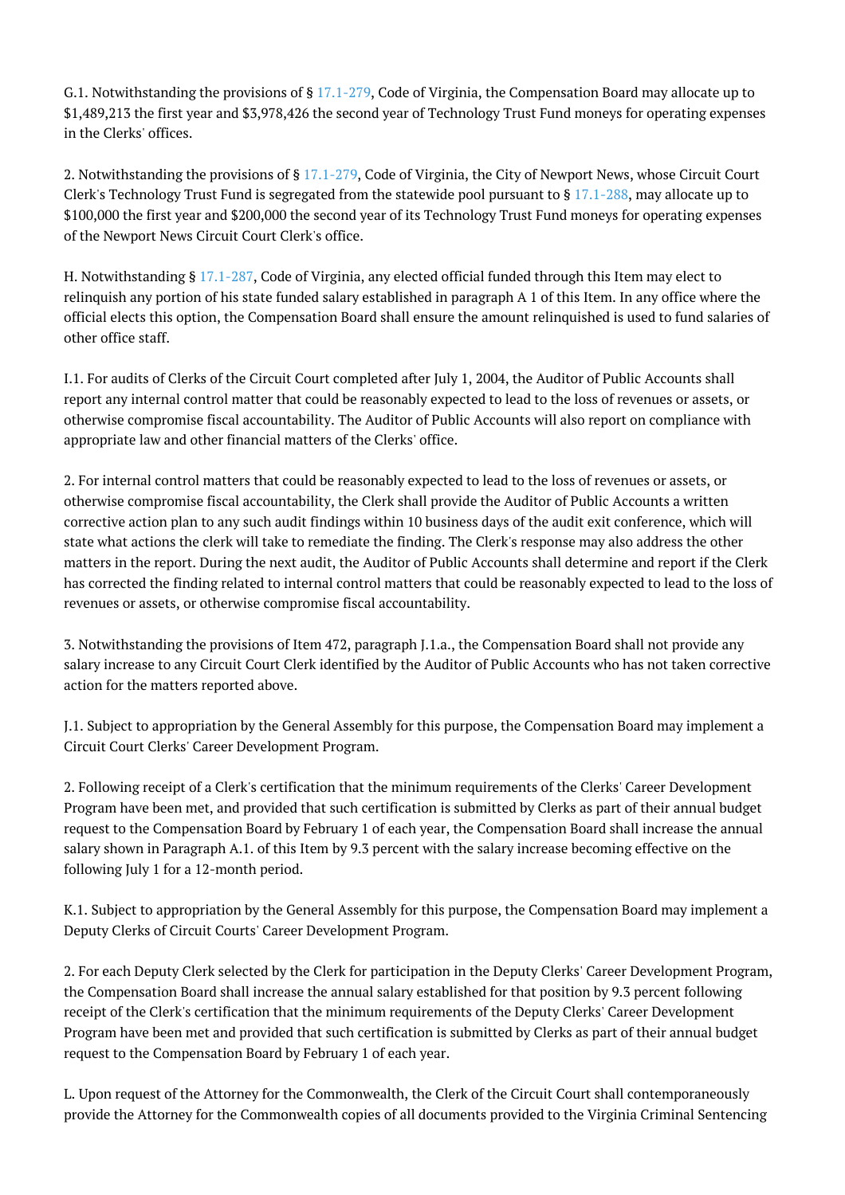G.1. Notwithstanding the provisions of § 17.1-279, Code of Virginia, the Compensation Board may allocate up to $1,489,213 the first year and $3,978,426 the second year of Technology Trust Fund moneys for operating expenses in the Clerks' offices.

2. Notwithstanding the provisions of § 17.1-279, Code of Virginia, the City of Newport News, whose Circuit Court Clerk's Technology Trust Fund is segregated from the statewide pool pursuant to § 17.1-288, may allocate up to $100,000 the first year and $200,000 the second year of its Technology Trust Fund moneys for operating expenses of the Newport News Circuit Court Clerk's office.

H. Notwithstanding § 17.1-287, Code of Virginia, any elected official funded through this Item may elect to relinquish any portion of his state funded salary established in paragraph A 1 of this Item. In any office where the official elects this option, the Compensation Board shall ensure the amount relinquished is used to fund salaries of other office staff.

I.1. For audits of Clerks of the Circuit Court completed after July 1, 2004, the Auditor of Public Accounts shall report any internal control matter that could be reasonably expected to lead to the loss of revenues or assets, or otherwise compromise fiscal accountability. The Auditor of Public Accounts will also report on compliance with appropriate law and other financial matters of the Clerks' office.

2. For internal control matters that could be reasonably expected to lead to the loss of revenues or assets, or otherwise compromise fiscal accountability, the Clerk shall provide the Auditor of Public Accounts a written corrective action plan to any such audit findings within 10 business days of the audit exit conference, which will state what actions the clerk will take to remediate the finding. The Clerk's response may also address the other matters in the report. During the next audit, the Auditor of Public Accounts shall determine and report if the Clerk has corrected the finding related to internal control matters that could be reasonably expected to lead to the loss of revenues or assets, or otherwise compromise fiscal accountability.

3. Notwithstanding the provisions of Item 472, paragraph J.1.a., the Compensation Board shall not provide any salary increase to any Circuit Court Clerk identified by the Auditor of Public Accounts who has not taken corrective action for the matters reported above.

J.1. Subject to appropriation by the General Assembly for this purpose, the Compensation Board may implement a Circuit Court Clerks' Career Development Program.

2. Following receipt of a Clerk's certification that the minimum requirements of the Clerks' Career Development Program have been met, and provided that such certification is submitted by Clerks as part of their annual budget request to the Compensation Board by February 1 of each year, the Compensation Board shall increase the annual salary shown in Paragraph A.1. of this Item by 9.3 percent with the salary increase becoming effective on the following July 1 for a 12-month period.

K.1. Subject to appropriation by the General Assembly for this purpose, the Compensation Board may implement a Deputy Clerks of Circuit Courts' Career Development Program.

2. For each Deputy Clerk selected by the Clerk for participation in the Deputy Clerks' Career Development Program, the Compensation Board shall increase the annual salary established for that position by 9.3 percent following receipt of the Clerk's certification that the minimum requirements of the Deputy Clerks' Career Development Program have been met and provided that such certification is submitted by Clerks as part of their annual budget request to the Compensation Board by February 1 of each year.

L. Upon request of the Attorney for the Commonwealth, the Clerk of the Circuit Court shall contemporaneously provide the Attorney for the Commonwealth copies of all documents provided to the Virginia Criminal Sentencing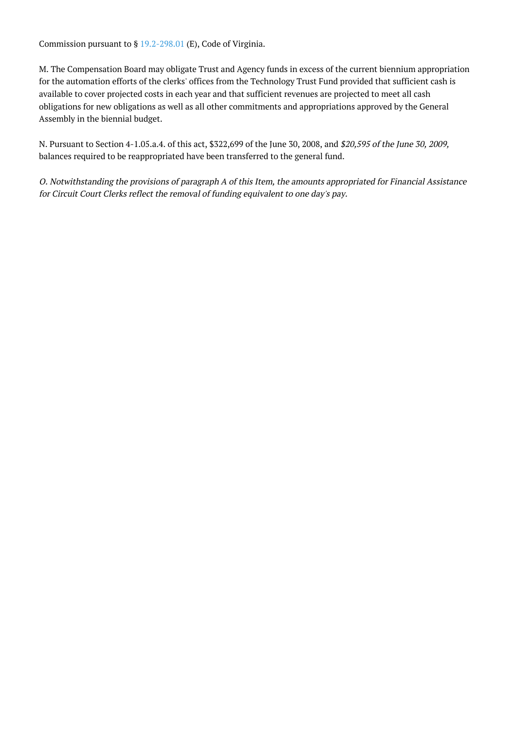Commission pursuant to § 19.2-298.01 (E), Code of Virginia.

M. The Compensation Board may obligate Trust and Agency funds in excess of the current biennium appropriation for the automation efforts of the clerks' offices from the Technology Trust Fund provided that sufficient cash is available to cover projected costs in each year and that sufficient revenues are projected to meet all cash obligations for new obligations as well as all other commitments and appropriations approved by the General Assembly in the biennial budget.

N. Pursuant to Section 4-1.05.a.4. of this act, $322,699 of the June 30, 2008, and *$20,595 of the June 30, 2009,* balances required to be reappropriated have been transferred to the general fund.

*O. Notwithstanding the provisions of paragraph A of this Item, the amounts appropriated for Financial Assistance for Circuit Court Clerks reflect the removal of funding equivalent to one day's pay.*